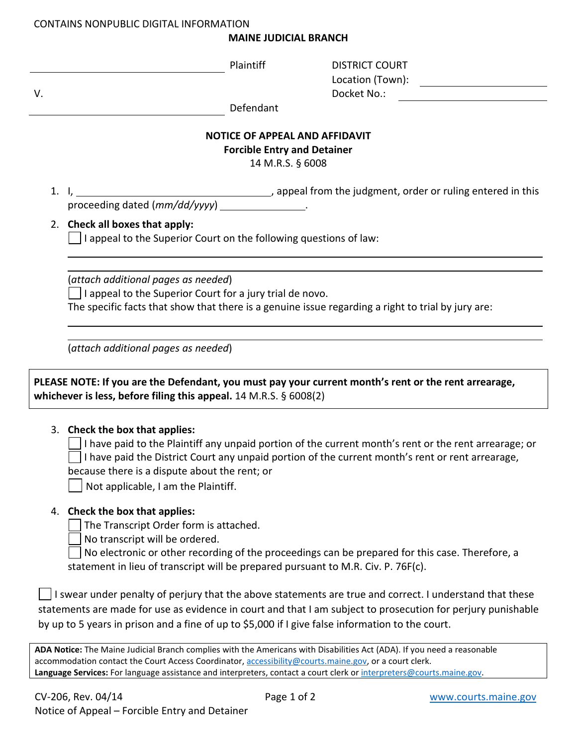CONTAINS NONPUBLIC DIGITAL INFORMATION

**MAINE JUDICIAL BRANCH**

| | |
|---|---|
| ______________________________ Plaintiff | DISTRICT COURT |
| | Location (Town): ______________ |
| V. | Docket No.: ______________ |
| ______________________________ Defendant | |

**NOTICE OF APPEAL AND AFFIDAVIT**
**Forcible Entry and Detainer**
14 M.R.S. § 6008

1. I, ______________________________, appeal from the judgment, order or ruling entered in this proceeding dated (*mm/dd/yyyy*) ______________.

2. **Check all boxes that apply:**

   ☐ I appeal to the Superior Court on the following questions of law:

   ________________________________________________________________________

   ________________________________________________________________________

   (*attach additional pages as needed*)

   ☐ I appeal to the Superior Court for a jury trial de novo.

   The specific facts that show that there is a genuine issue regarding a right to trial by jury are:

   ________________________________________________________________________

   ________________________________________________________________________

   (*attach additional pages as needed*)

> **PLEASE NOTE: If you are the Defendant, you must pay your current month's rent or the rent arrearage, whichever is less, before filing this appeal.** 14 M.R.S. § 6008(2)

3. **Check the box that applies:**

   ☐ I have paid to the Plaintiff any unpaid portion of the current month's rent or the rent arrearage; or

   ☐ I have paid the District Court any unpaid portion of the current month's rent or rent arrearage, because there is a dispute about the rent; or

   ☐ Not applicable, I am the Plaintiff.

4. **Check the box that applies:**

   ☐ The Transcript Order form is attached.

   ☐ No transcript will be ordered.

   ☐ No electronic or other recording of the proceedings can be prepared for this case. Therefore, a statement in lieu of transcript will be prepared pursuant to M.R. Civ. P. 76F(c).

☐ I swear under penalty of perjury that the above statements are true and correct. I understand that these statements are made for use as evidence in court and that I am subject to prosecution for perjury punishable by up to 5 years in prison and a fine of up to $5,000 if I give false information to the court.

> **ADA Notice:** The Maine Judicial Branch complies with the Americans with Disabilities Act (ADA). If you need a reasonable accommodation contact the Court Access Coordinator, accessibility@courts.maine.gov, or a court clerk.
> **Language Services:** For language assistance and interpreters, contact a court clerk or interpreters@courts.maine.gov.

CV-206, Rev. 04/14
Notice of Appeal – Forcible Entry and Detainer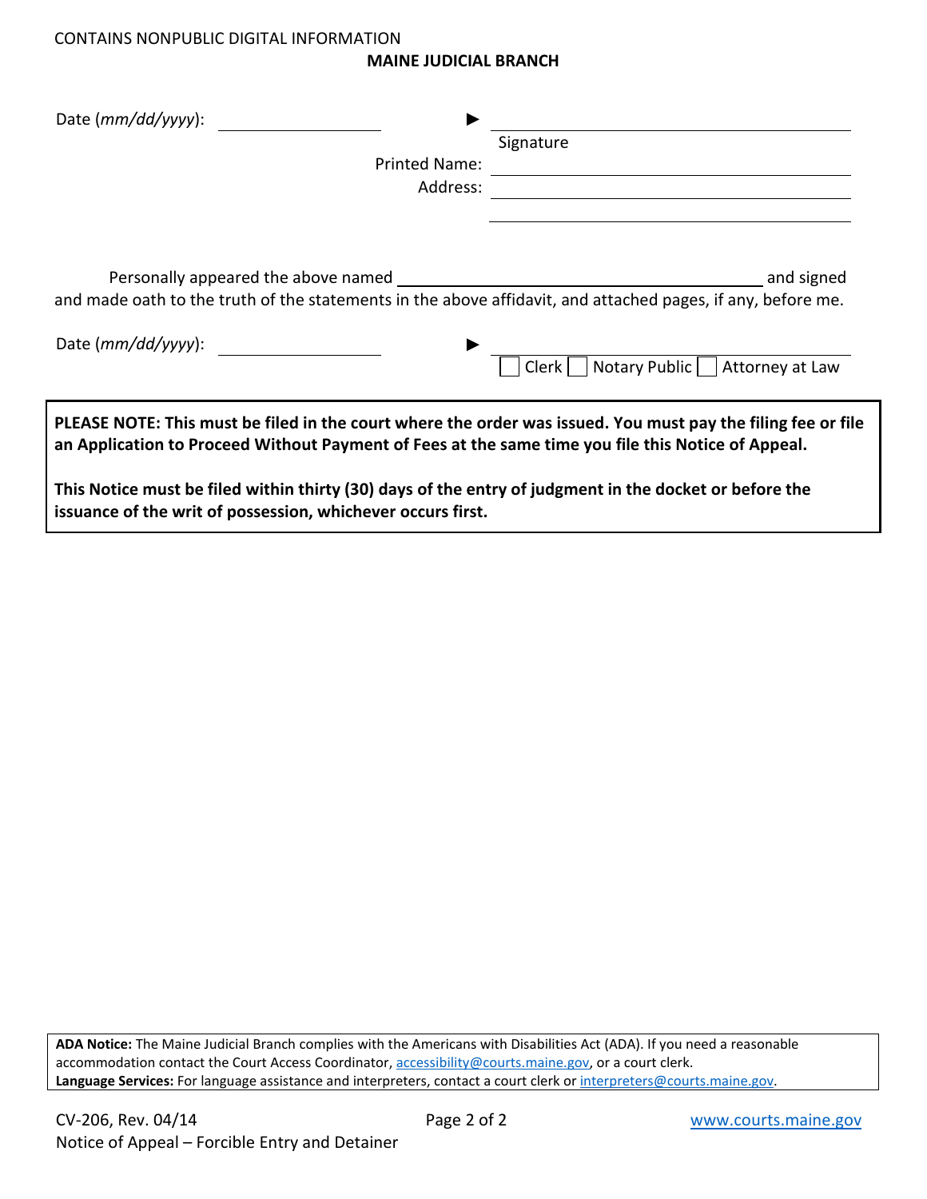CONTAINS NONPUBLIC DIGITAL INFORMATION

**MAINE JUDICIAL BRANCH**

Date (*mm/dd/yyyy*): ____________________ ► ______________________________________
Signature

Printed Name: ______________________________________

Address: ______________________________________

______________________________________

Personally appeared the above named ______________________________________ and signed and made oath to the truth of the statements in the above affidavit, and attached pages, if any, before me.

Date (*mm/dd/yyyy*): ____________________ ► ______________________________________

☐ Clerk ☐ Notary Public ☐ Attorney at Law

**PLEASE NOTE: This must be filed in the court where the order was issued. You must pay the filing fee or file an Application to Proceed Without Payment of Fees at the same time you file this Notice of Appeal.**

**This Notice must be filed within thirty (30) days of the entry of judgment in the docket or before the issuance of the writ of possession, whichever occurs first.**

**ADA Notice:** The Maine Judicial Branch complies with the Americans with Disabilities Act (ADA). If you need a reasonable accommodation contact the Court Access Coordinator, accessibility@courts.maine.gov, or a court clerk.
**Language Services:** For language assistance and interpreters, contact a court clerk or interpreters@courts.maine.gov.

CV-206, Rev. 04/14
Notice of Appeal – Forcible Entry and Detainer

www.courts.maine.gov